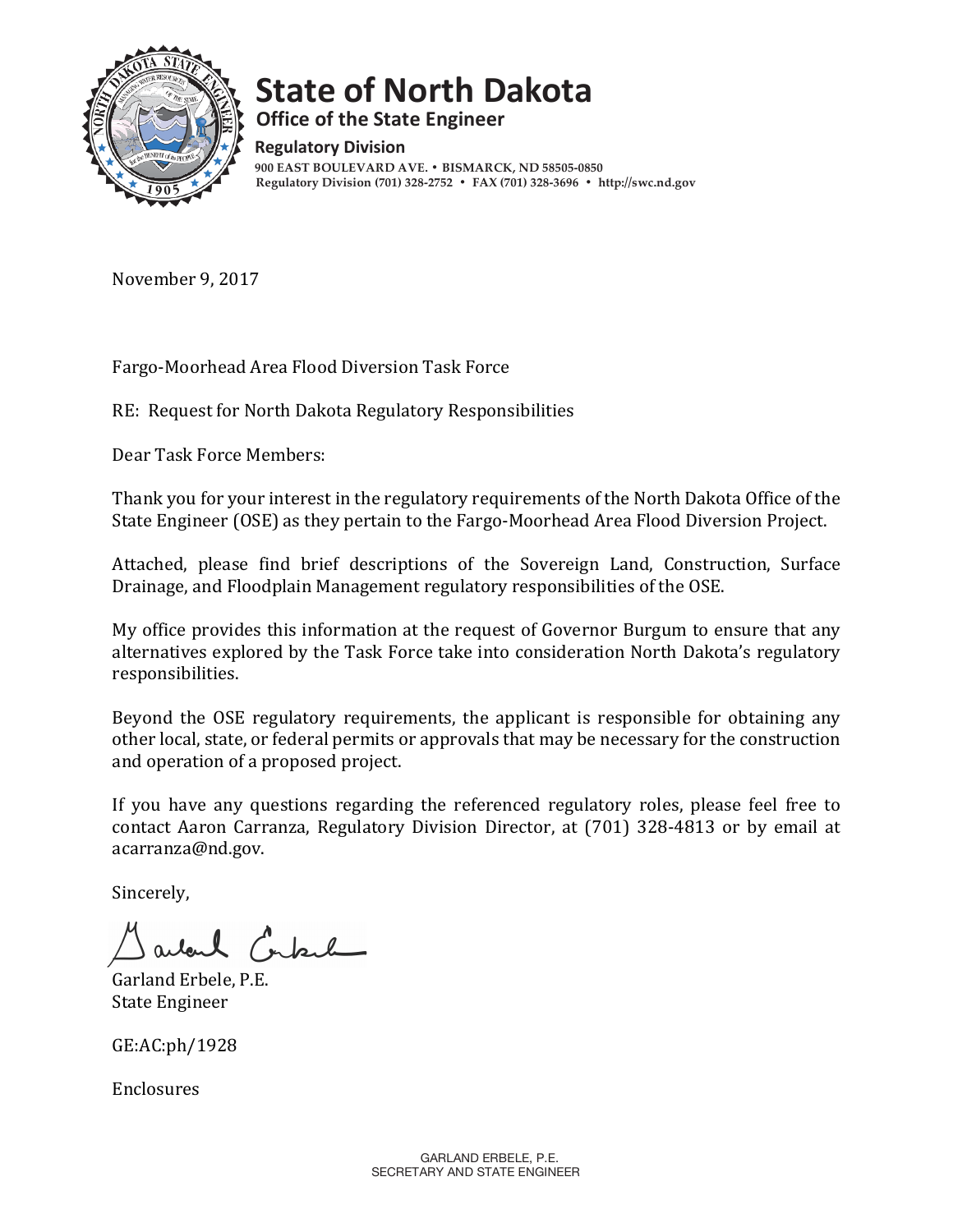# State of North Dakota

**Office of the State Engineer**

**Regulatory Division**

900 EAST BOULEVARD AVE. • BISMARCK, ND 58505-0850
Regulatory Division (701) 328-2752 • FAX (701) 328-3696 • http://swc.nd.gov

November 9, 2017

Fargo-Moorhead Area Flood Diversion Task Force

RE: Request for North Dakota Regulatory Responsibilities

Dear Task Force Members:

Thank you for your interest in the regulatory requirements of the North Dakota Office of the State Engineer (OSE) as they pertain to the Fargo-Moorhead Area Flood Diversion Project.

Attached, please find brief descriptions of the Sovereign Land, Construction, Surface Drainage, and Floodplain Management regulatory responsibilities of the OSE.

My office provides this information at the request of Governor Burgum to ensure that any alternatives explored by the Task Force take into consideration North Dakota's regulatory responsibilities.

Beyond the OSE regulatory requirements, the applicant is responsible for obtaining any other local, state, or federal permits or approvals that may be necessary for the construction and operation of a proposed project.

If you have any questions regarding the referenced regulatory roles, please feel free to contact Aaron Carranza, Regulatory Division Director, at (701) 328-4813 or by email at acarranza@nd.gov.

Sincerely,

Garland Erbele, P.E.
State Engineer

GE:AC:ph/1928

Enclosures

GARLAND ERBELE, P.E.
SECRETARY AND STATE ENGINEER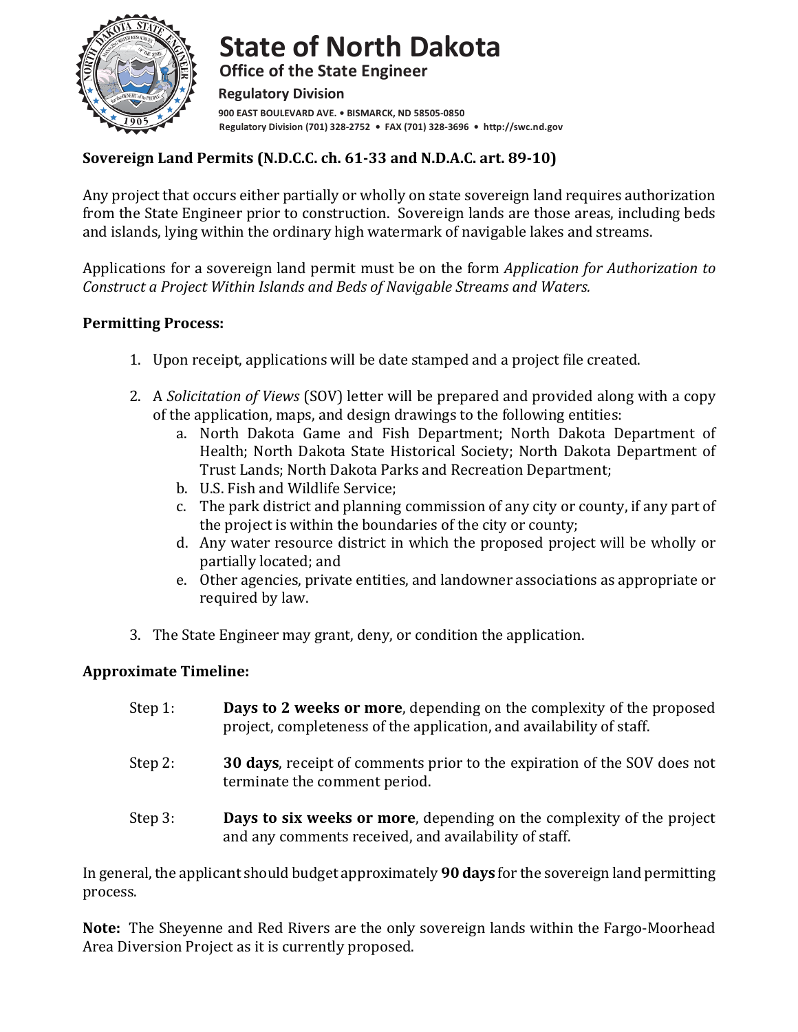# State of North Dakota

**Office of the State Engineer**

**Regulatory Division**

900 EAST BOULEVARD AVE. • BISMARCK, ND 58505-0850
Regulatory Division (701) 328-2752 • FAX (701) 328-3696 • http://swc.nd.gov

## Sovereign Land Permits (N.D.C.C. ch. 61-33 and N.D.A.C. art. 89-10)

Any project that occurs either partially or wholly on state sovereign land requires authorization from the State Engineer prior to construction. Sovereign lands are those areas, including beds and islands, lying within the ordinary high watermark of navigable lakes and streams.

Applications for a sovereign land permit must be on the form *Application for Authorization to Construct a Project Within Islands and Beds of Navigable Streams and Waters.*

### Permitting Process:

1. Upon receipt, applications will be date stamped and a project file created.

2. A *Solicitation of Views* (SOV) letter will be prepared and provided along with a copy of the application, maps, and design drawings to the following entities:
   a. North Dakota Game and Fish Department; North Dakota Department of Health; North Dakota State Historical Society; North Dakota Department of Trust Lands; North Dakota Parks and Recreation Department;
   b. U.S. Fish and Wildlife Service;
   c. The park district and planning commission of any city or county, if any part of the project is within the boundaries of the city or county;
   d. Any water resource district in which the proposed project will be wholly or partially located; and
   e. Other agencies, private entities, and landowner associations as appropriate or required by law.

3. The State Engineer may grant, deny, or condition the application.

### Approximate Timeline:

Step 1: **Days to 2 weeks or more**, depending on the complexity of the proposed project, completeness of the application, and availability of staff.

Step 2: **30 days**, receipt of comments prior to the expiration of the SOV does not terminate the comment period.

Step 3: **Days to six weeks or more**, depending on the complexity of the project and any comments received, and availability of staff.

In general, the applicant should budget approximately **90 days** for the sovereign land permitting process.

**Note:** The Sheyenne and Red Rivers are the only sovereign lands within the Fargo-Moorhead Area Diversion Project as it is currently proposed.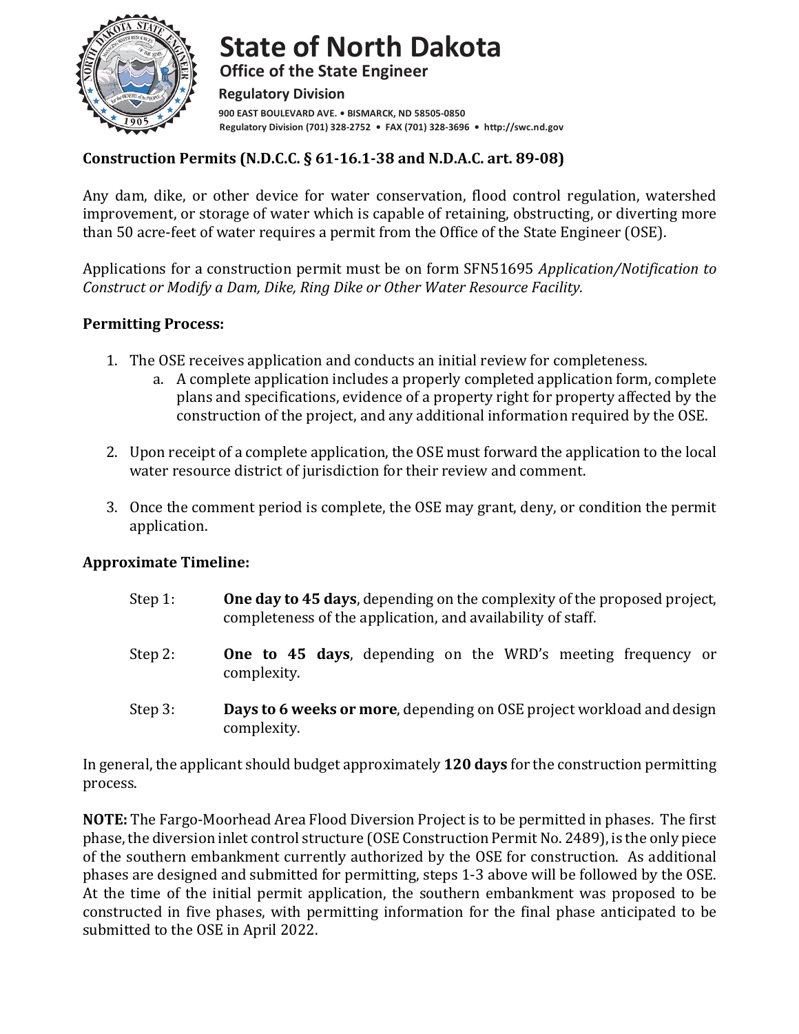# State of North Dakota

**Office of the State Engineer**

**Regulatory Division**

900 EAST BOULEVARD AVE. • BISMARCK, ND 58505-0850
Regulatory Division (701) 328-2752 • FAX (701) 328-3696 • http://swc.nd.gov

## Construction Permits (N.D.C.C. § 61-16.1-38 and N.D.A.C. art. 89-08)

Any dam, dike, or other device for water conservation, flood control regulation, watershed improvement, or storage of water which is capable of retaining, obstructing, or diverting more than 50 acre-feet of water requires a permit from the Office of the State Engineer (OSE).

Applications for a construction permit must be on form SFN51695 *Application/Notification to Construct or Modify a Dam, Dike, Ring Dike or Other Water Resource Facility.*

### Permitting Process:

1. The OSE receives application and conducts an initial review for completeness.
   a. A complete application includes a properly completed application form, complete plans and specifications, evidence of a property right for property affected by the construction of the project, and any additional information required by the OSE.

2. Upon receipt of a complete application, the OSE must forward the application to the local water resource district of jurisdiction for their review and comment.

3. Once the comment period is complete, the OSE may grant, deny, or condition the permit application.

### Approximate Timeline:

Step 1: **One day to 45 days**, depending on the complexity of the proposed project, completeness of the application, and availability of staff.

Step 2: **One to 45 days**, depending on the WRD's meeting frequency or complexity.

Step 3: **Days to 6 weeks or more**, depending on OSE project workload and design complexity.

In general, the applicant should budget approximately **120 days** for the construction permitting process.

**NOTE:** The Fargo-Moorhead Area Flood Diversion Project is to be permitted in phases. The first phase, the diversion inlet control structure (OSE Construction Permit No. 2489), is the only piece of the southern embankment currently authorized by the OSE for construction. As additional phases are designed and submitted for permitting, steps 1-3 above will be followed by the OSE. At the time of the initial permit application, the southern embankment was proposed to be constructed in five phases, with permitting information for the final phase anticipated to be submitted to the OSE in April 2022.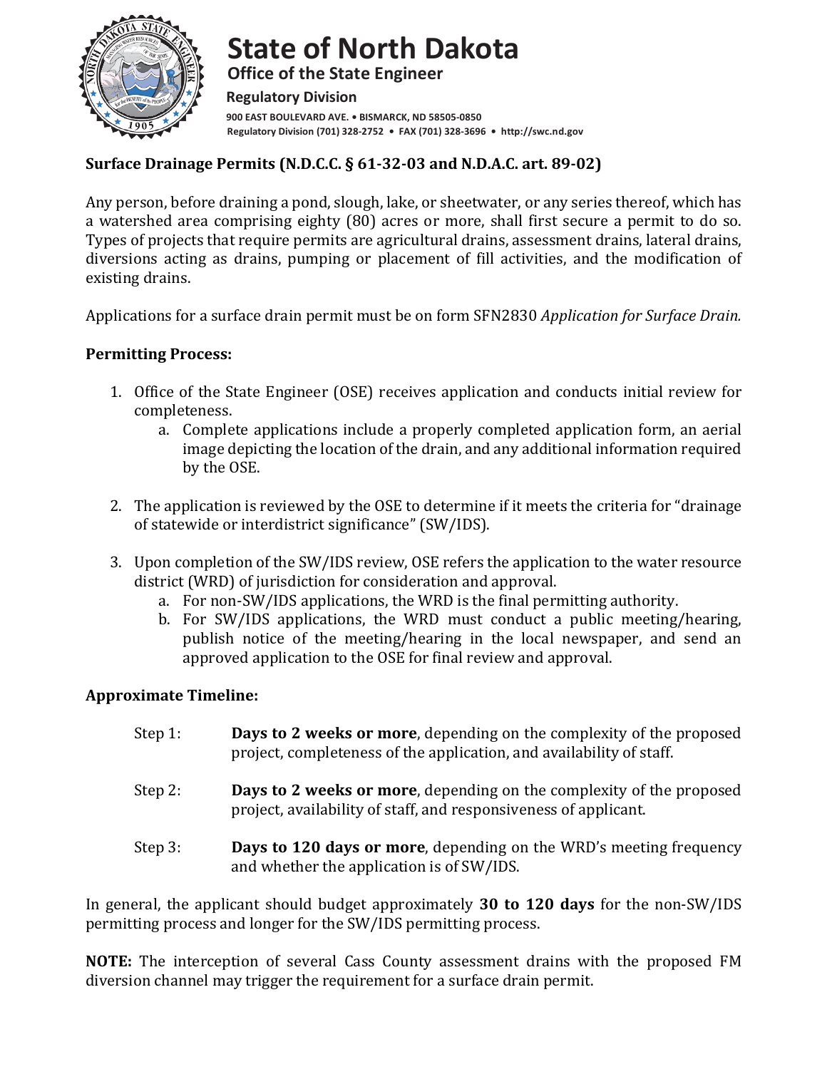# State of North Dakota

## Office of the State Engineer

### Regulatory Division

**900 EAST BOULEVARD AVE. • BISMARCK, ND 58505-0850**
**Regulatory Division (701) 328-2752 • FAX (701) 328-3696 • http://swc.nd.gov**

## Surface Drainage Permits (N.D.C.C. § 61-32-03 and N.D.A.C. art. 89-02)

Any person, before draining a pond, slough, lake, or sheetwater, or any series thereof, which has a watershed area comprising eighty (80) acres or more, shall first secure a permit to do so. Types of projects that require permits are agricultural drains, assessment drains, lateral drains, diversions acting as drains, pumping or placement of fill activities, and the modification of existing drains.

Applications for a surface drain permit must be on form SFN2830 *Application for Surface Drain.*

### Permitting Process:

1. Office of the State Engineer (OSE) receives application and conducts initial review for completeness.
   a. Complete applications include a properly completed application form, an aerial image depicting the location of the drain, and any additional information required by the OSE.

2. The application is reviewed by the OSE to determine if it meets the criteria for "drainage of statewide or interdistrict significance" (SW/IDS).

3. Upon completion of the SW/IDS review, OSE refers the application to the water resource district (WRD) of jurisdiction for consideration and approval.
   a. For non-SW/IDS applications, the WRD is the final permitting authority.
   b. For SW/IDS applications, the WRD must conduct a public meeting/hearing, publish notice of the meeting/hearing in the local newspaper, and send an approved application to the OSE for final review and approval.

### Approximate Timeline:

Step 1: **Days to 2 weeks or more**, depending on the complexity of the proposed project, completeness of the application, and availability of staff.

Step 2: **Days to 2 weeks or more**, depending on the complexity of the proposed project, availability of staff, and responsiveness of applicant.

Step 3: **Days to 120 days or more**, depending on the WRD's meeting frequency and whether the application is of SW/IDS.

In general, the applicant should budget approximately **30 to 120 days** for the non-SW/IDS permitting process and longer for the SW/IDS permitting process.

**NOTE:** The interception of several Cass County assessment drains with the proposed FM diversion channel may trigger the requirement for a surface drain permit.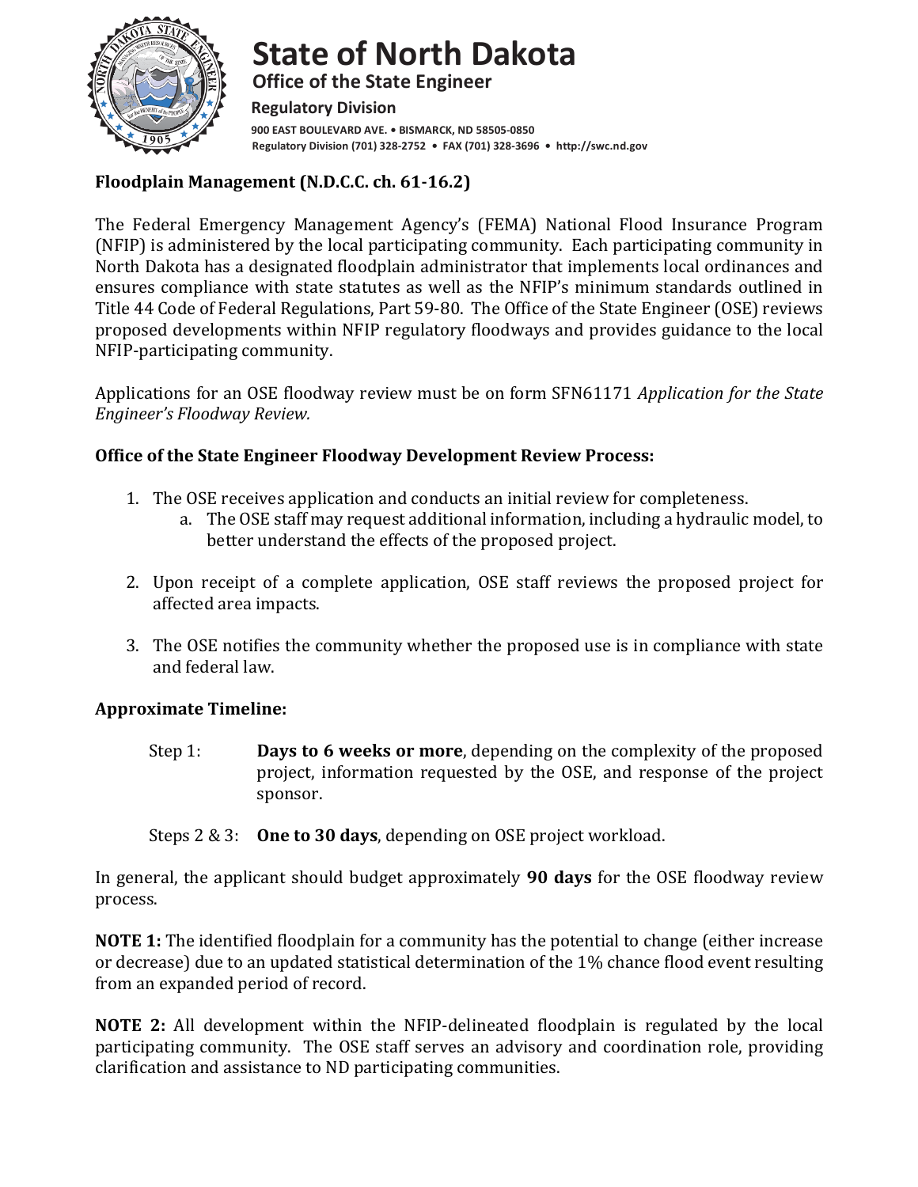# State of North Dakota

**Office of the State Engineer**

**Regulatory Division**

900 EAST BOULEVARD AVE. • BISMARCK, ND 58505-0850
Regulatory Division (701) 328-2752 • FAX (701) 328-3696 • http://swc.nd.gov

## Floodplain Management (N.D.C.C. ch. 61-16.2)

The Federal Emergency Management Agency's (FEMA) National Flood Insurance Program (NFIP) is administered by the local participating community. Each participating community in North Dakota has a designated floodplain administrator that implements local ordinances and ensures compliance with state statutes as well as the NFIP's minimum standards outlined in Title 44 Code of Federal Regulations, Part 59-80. The Office of the State Engineer (OSE) reviews proposed developments within NFIP regulatory floodways and provides guidance to the local NFIP-participating community.

Applications for an OSE floodway review must be on form SFN61171 *Application for the State Engineer's Floodway Review.*

### Office of the State Engineer Floodway Development Review Process:

1. The OSE receives application and conducts an initial review for completeness.
   a. The OSE staff may request additional information, including a hydraulic model, to better understand the effects of the proposed project.

2. Upon receipt of a complete application, OSE staff reviews the proposed project for affected area impacts.

3. The OSE notifies the community whether the proposed use is in compliance with state and federal law.

### Approximate Timeline:

Step 1: **Days to 6 weeks or more**, depending on the complexity of the proposed project, information requested by the OSE, and response of the project sponsor.

Steps 2 & 3: **One to 30 days**, depending on OSE project workload.

In general, the applicant should budget approximately **90 days** for the OSE floodway review process.

**NOTE 1:** The identified floodplain for a community has the potential to change (either increase or decrease) due to an updated statistical determination of the 1% chance flood event resulting from an expanded period of record.

**NOTE 2:** All development within the NFIP-delineated floodplain is regulated by the local participating community. The OSE staff serves an advisory and coordination role, providing clarification and assistance to ND participating communities.